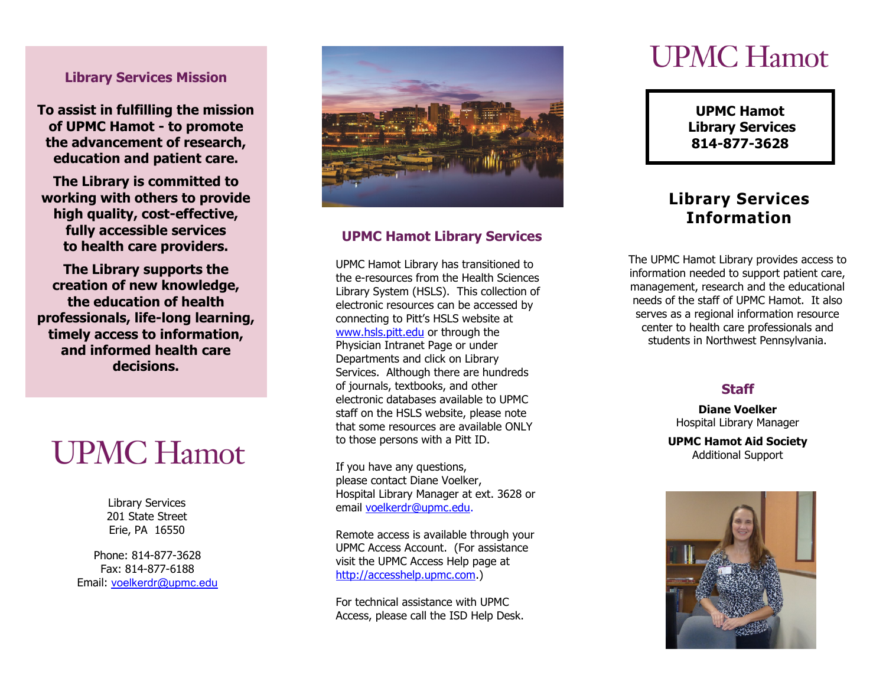## Library Services Mission

**To assist in fulfilling the mission of UPMC Hamot - to promote the advancement of research, education and patient care.**

**The Library is committed to working with others to provide high quality, cost-effective, fully accessible services to health care providers.**

**The Library supports the creation of new knowledge, the education of health professionals, life-long learning, timely access to information, and informed health care decisions.**

# UPMC Hamot

Library Services
201 State Street
Erie, PA 16550

Phone: 814-877-3628
Fax: 814-877-6188
Email: voelkerdr@upmc.edu

## UPMC Hamot Library Services

UPMC Hamot Library has transitioned to the e-resources from the Health Sciences Library System (HSLS). This collection of electronic resources can be accessed by connecting to Pitt's HSLS website at www.hsls.pitt.edu or through the Physician Intranet Page or under Departments and click on Library Services. Although there are hundreds of journals, textbooks, and other electronic databases available to UPMC staff on the HSLS website, please note that some resources are available ONLY to those persons with a Pitt ID.

If you have any questions, please contact Diane Voelker, Hospital Library Manager at ext. 3628 or email voelkerdr@upmc.edu.

Remote access is available through your UPMC Access Account. (For assistance visit the UPMC Access Help page at http://accesshelp.upmc.com.)

For technical assistance with UPMC Access, please call the ISD Help Desk.

# UPMC Hamot

**UPMC Hamot**
**Library Services**
**814-877-3628**

## Library Services Information

The UPMC Hamot Library provides access to information needed to support patient care, management, research and the educational needs of the staff of UPMC Hamot. It also serves as a regional information resource center to health care professionals and students in Northwest Pennsylvania.

### Staff

**Diane Voelker**
Hospital Library Manager

**UPMC Hamot Aid Society**
Additional Support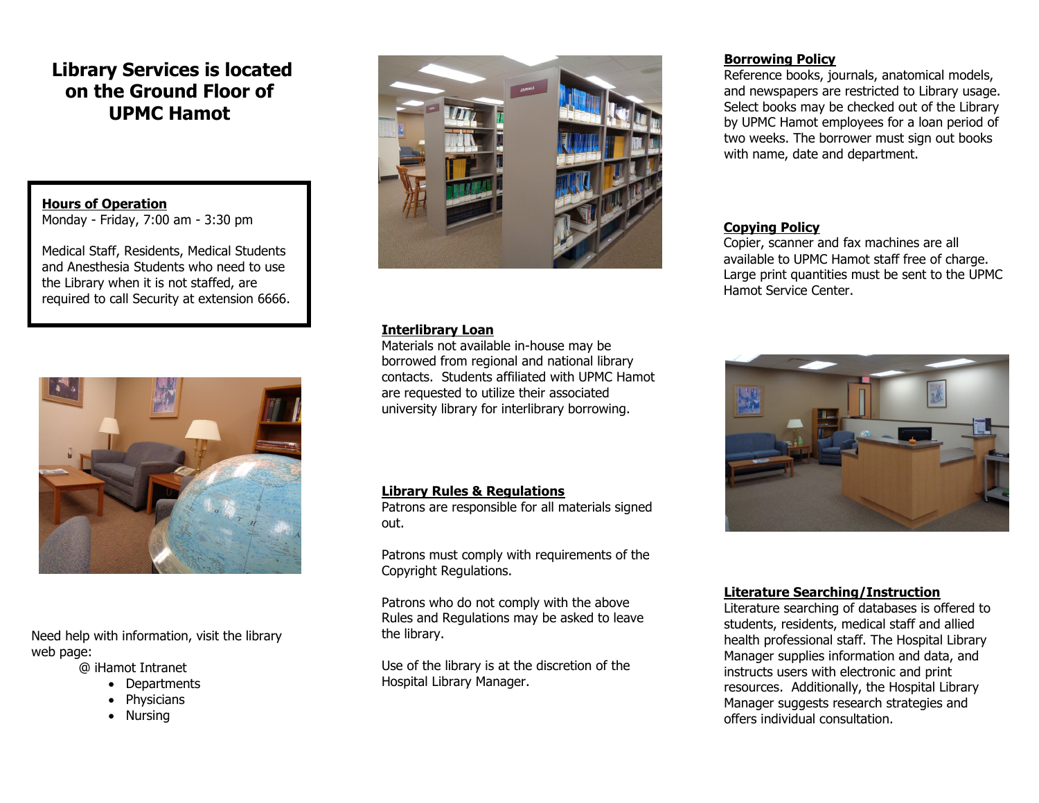# Library Services is located on the Ground Floor of UPMC Hamot

**Hours of Operation**

Monday - Friday, 7:00 am - 3:30 pm

Medical Staff, Residents, Medical Students and Anesthesia Students who need to use the Library when it is not staffed, are required to call Security at extension 6666.

Need help with information, visit the library web page:

@ iHamot Intranet

- Departments
- Physicians
- Nursing

**Interlibrary Loan**

Materials not available in-house may be borrowed from regional and national library contacts. Students affiliated with UPMC Hamot are requested to utilize their associated university library for interlibrary borrowing.

**Library Rules & Regulations**

Patrons are responsible for all materials signed out.

Patrons must comply with requirements of the Copyright Regulations.

Patrons who do not comply with the above Rules and Regulations may be asked to leave the library.

Use of the library is at the discretion of the Hospital Library Manager.

**Borrowing Policy**

Reference books, journals, anatomical models, and newspapers are restricted to Library usage. Select books may be checked out of the Library by UPMC Hamot employees for a loan period of two weeks. The borrower must sign out books with name, date and department.

**Copying Policy**

Copier, scanner and fax machines are all available to UPMC Hamot staff free of charge. Large print quantities must be sent to the UPMC Hamot Service Center.

**Literature Searching/Instruction**

Literature searching of databases is offered to students, residents, medical staff and allied health professional staff. The Hospital Library Manager supplies information and data, and instructs users with electronic and print resources. Additionally, the Hospital Library Manager suggests research strategies and offers individual consultation.